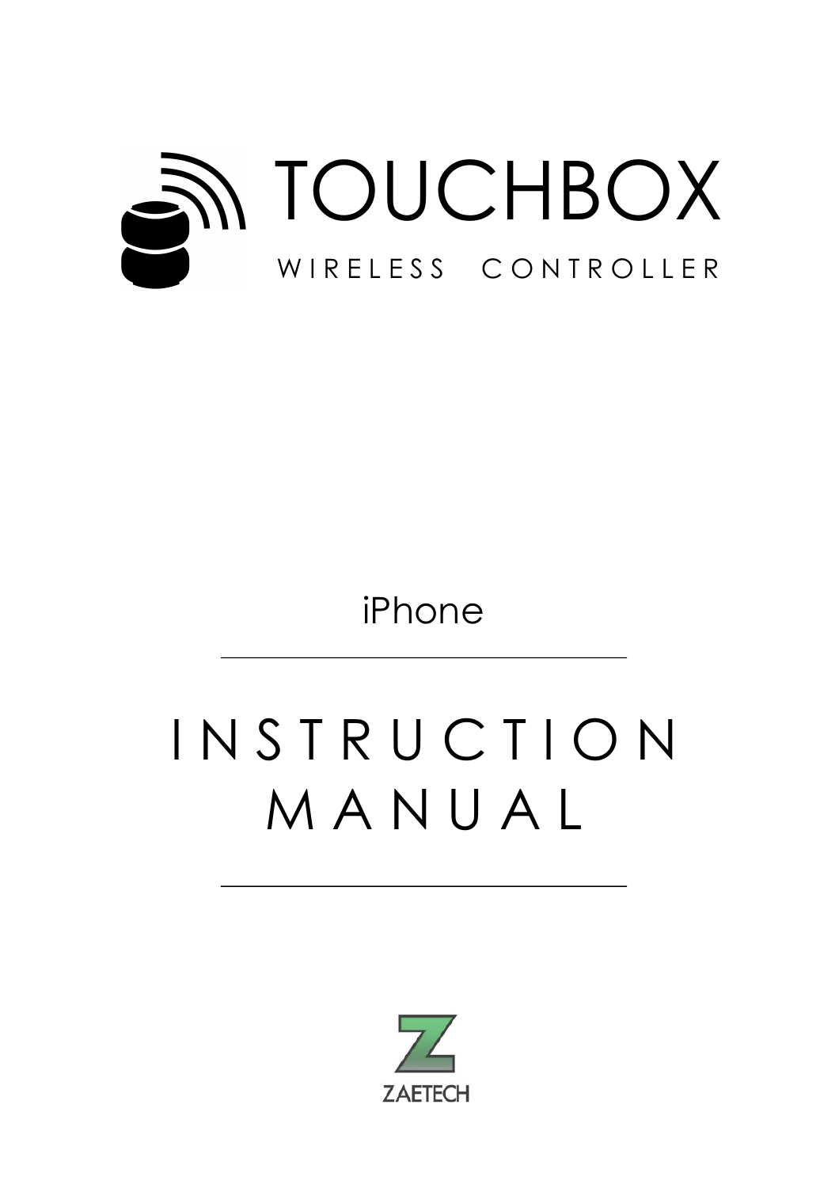# TOUCHBOX

WIRELESS CONTROLLER

iPhone

---

# INSTRUCTION MANUAL

---

ZAETECH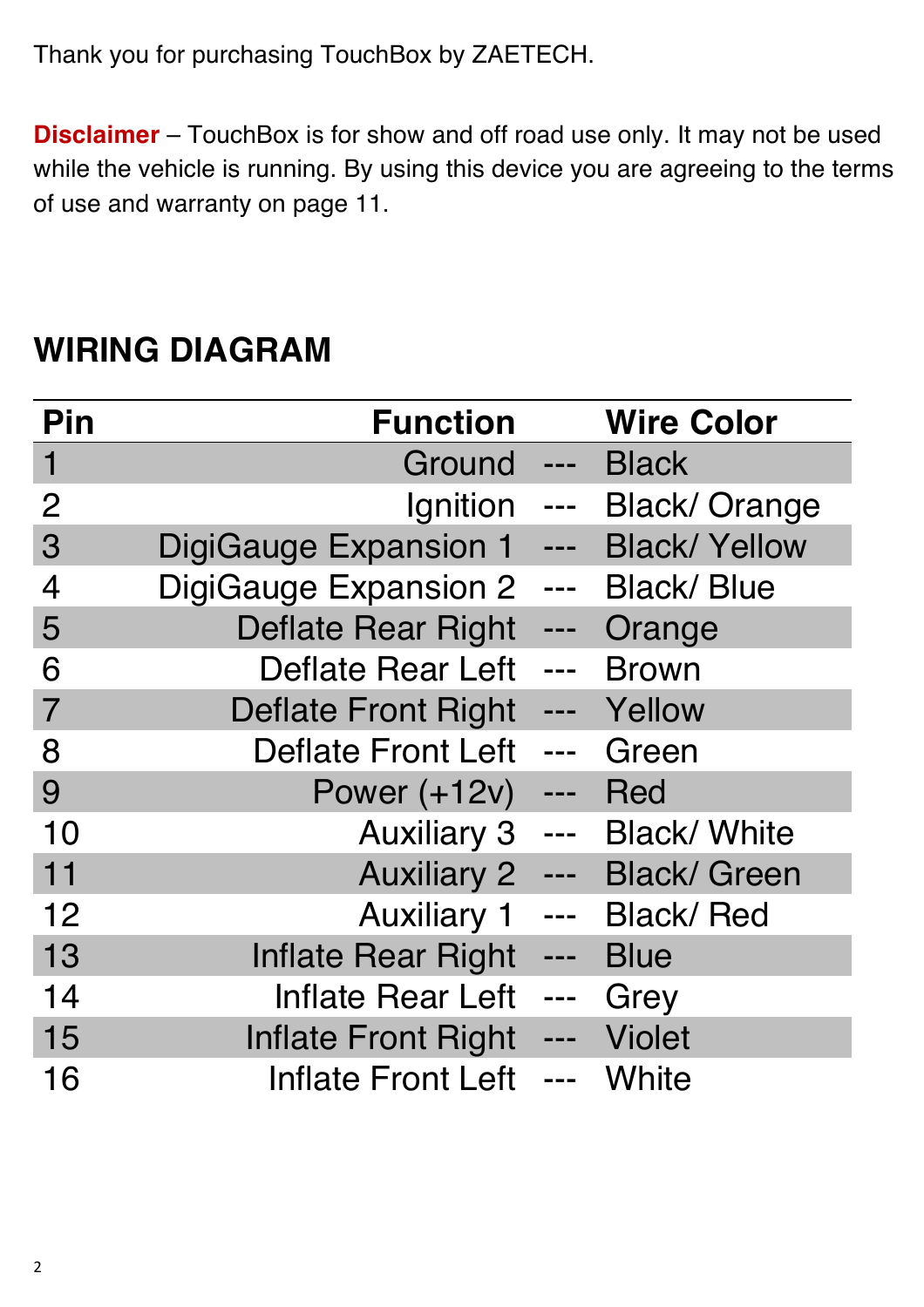Thank you for purchasing TouchBox by ZAETECH.

**Disclaimer** – TouchBox is for show and off road use only. It may not be used while the vehicle is running. By using this device you are agreeing to the terms of use and warranty on page 11.

## WIRING DIAGRAM

| Pin | Function | | Wire Color |
|---|---|---|---|
| 1 | Ground | --- | Black |
| 2 | Ignition | --- | Black/ Orange |
| 3 | DigiGauge Expansion 1 | --- | Black/ Yellow |
| 4 | DigiGauge Expansion 2 | --- | Black/ Blue |
| 5 | Deflate Rear Right | --- | Orange |
| 6 | Deflate Rear Left | --- | Brown |
| 7 | Deflate Front Right | --- | Yellow |
| 8 | Deflate Front Left | --- | Green |
| 9 | Power (+12v) | --- | Red |
| 10 | Auxiliary 3 | --- | Black/ White |
| 11 | Auxiliary 2 | --- | Black/ Green |
| 12 | Auxiliary 1 | --- | Black/ Red |
| 13 | Inflate Rear Right | --- | Blue |
| 14 | Inflate Rear Left | --- | Grey |
| 15 | Inflate Front Right | --- | Violet |
| 16 | Inflate Front Left | --- | White |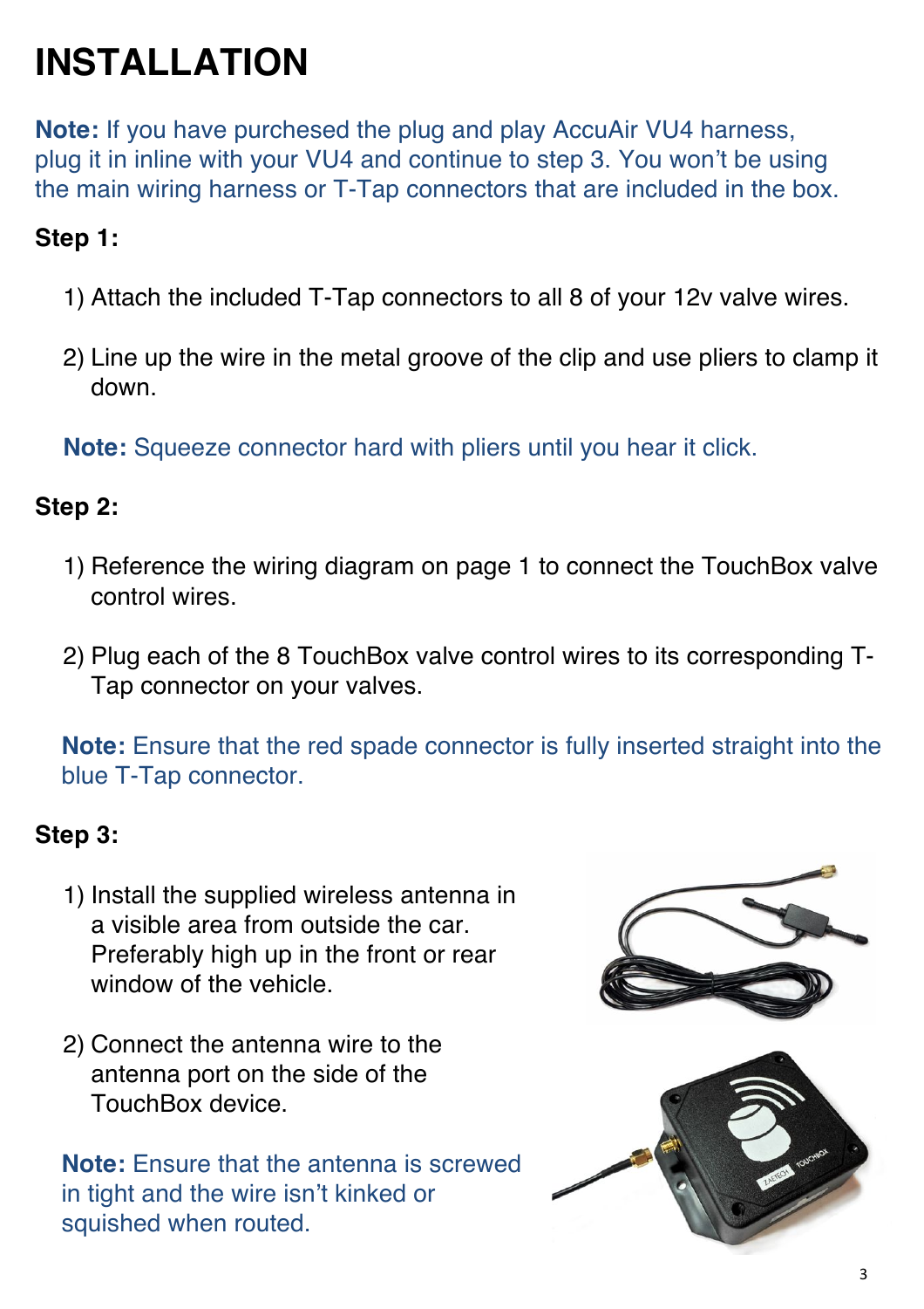# INSTALLATION

**Note:** If you have purchased the plug and play AccuAir VU4 harness, plug it in inline with your VU4 and continue to step 3. You won't be using the main wiring harness or T-Tap connectors that are included in the box.

**Step 1:**

1) Attach the included T-Tap connectors to all 8 of your 12v valve wires.

2) Line up the wire in the metal groove of the clip and use pliers to clamp it down.

**Note:** Squeeze connector hard with pliers until you hear it click.

**Step 2:**

1) Reference the wiring diagram on page 1 to connect the TouchBox valve control wires.

2) Plug each of the 8 TouchBox valve control wires to its corresponding T-Tap connector on your valves.

**Note:** Ensure that the red spade connector is fully inserted straight into the blue T-Tap connector.

**Step 3:**

1) Install the supplied wireless antenna in a visible area from outside the car. Preferably high up in the front or rear window of the vehicle.

2) Connect the antenna wire to the antenna port on the side of the TouchBox device.

**Note:** Ensure that the antenna is screwed in tight and the wire isn't kinked or squished when routed.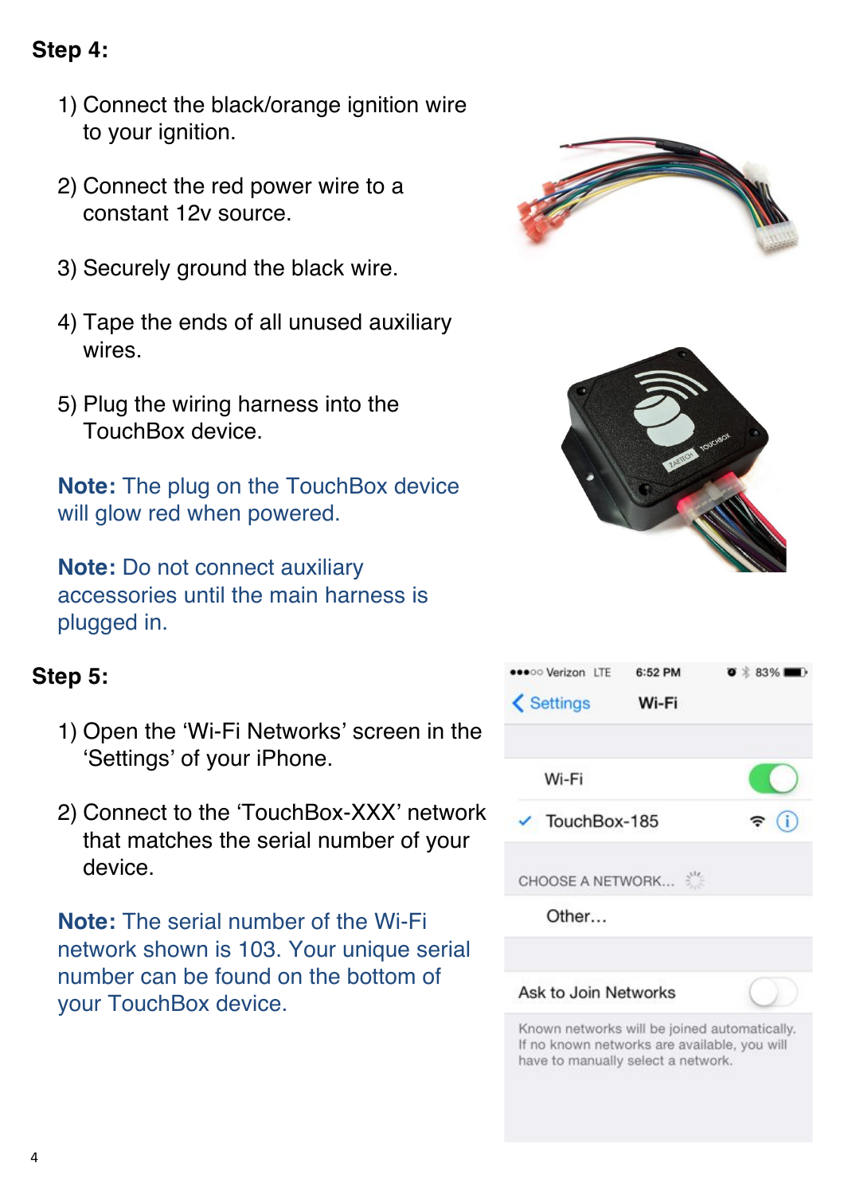## Step 4:

1) Connect the black/orange ignition wire to your ignition.

2) Connect the red power wire to a constant 12v source.

3) Securely ground the black wire.

4) Tape the ends of all unused auxiliary wires.

5) Plug the wiring harness into the TouchBox device.

**Note:** The plug on the TouchBox device will glow red when powered.

**Note:** Do not connect auxiliary accessories until the main harness is plugged in.

## Step 5:

1) Open the 'Wi-Fi Networks' screen in the 'Settings' of your iPhone.

2) Connect to the 'TouchBox-XXX' network that matches the serial number of your device.

**Note:** The serial number of the Wi-Fi network shown is 103. Your unique serial number can be found on the bottom of your TouchBox device.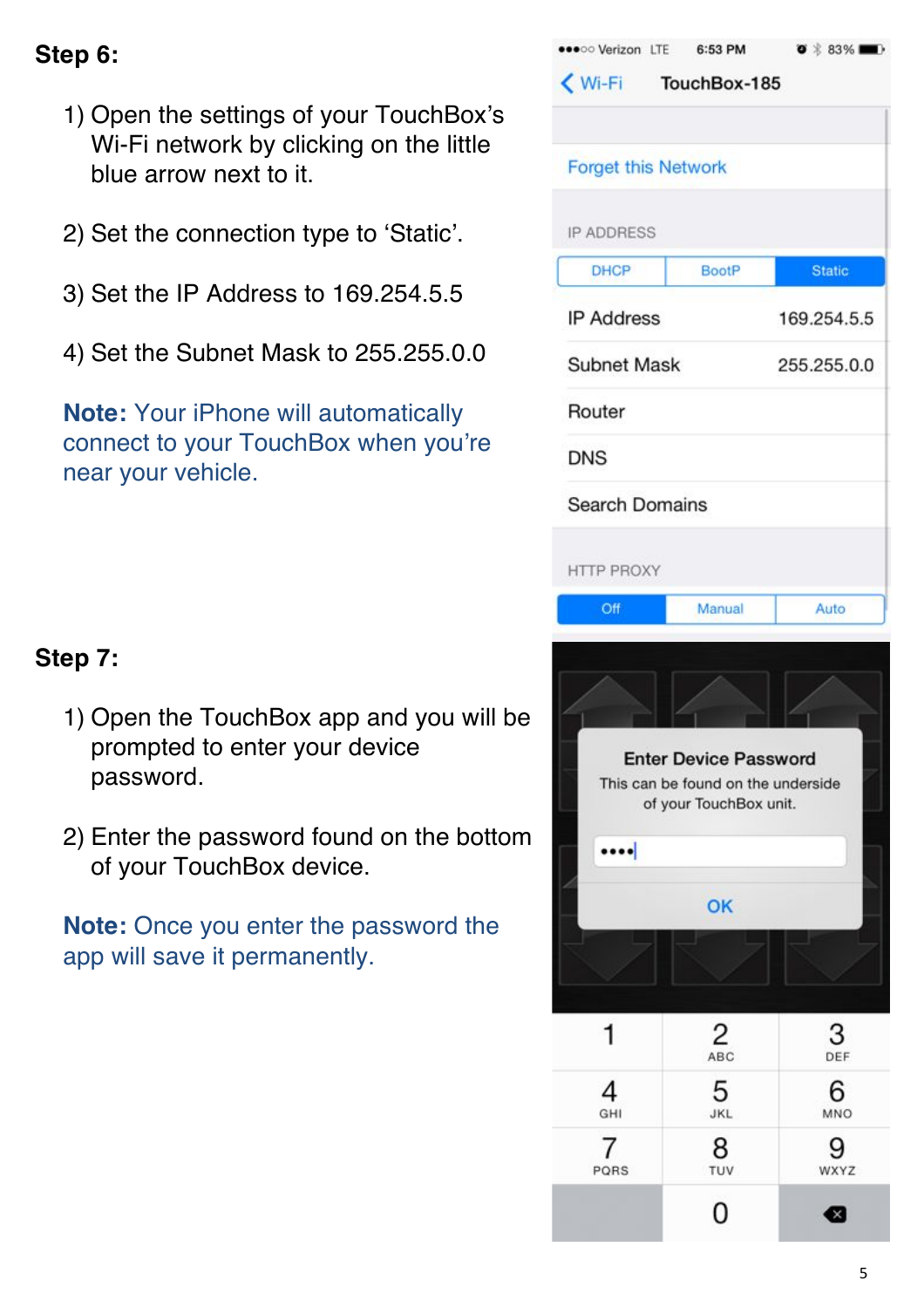**Step 6:**

1) Open the settings of your TouchBox's Wi-Fi network by clicking on the little blue arrow next to it.

2) Set the connection type to 'Static'.

3) Set the IP Address to 169.254.5.5

4) Set the Subnet Mask to 255.255.0.0

**Note:** Your iPhone will automatically connect to your TouchBox when you're near your vehicle.

**Step 7:**

1) Open the TouchBox app and you will be prompted to enter your device password.

2) Enter the password found on the bottom of your TouchBox device.

**Note:** Once you enter the password the app will save it permanently.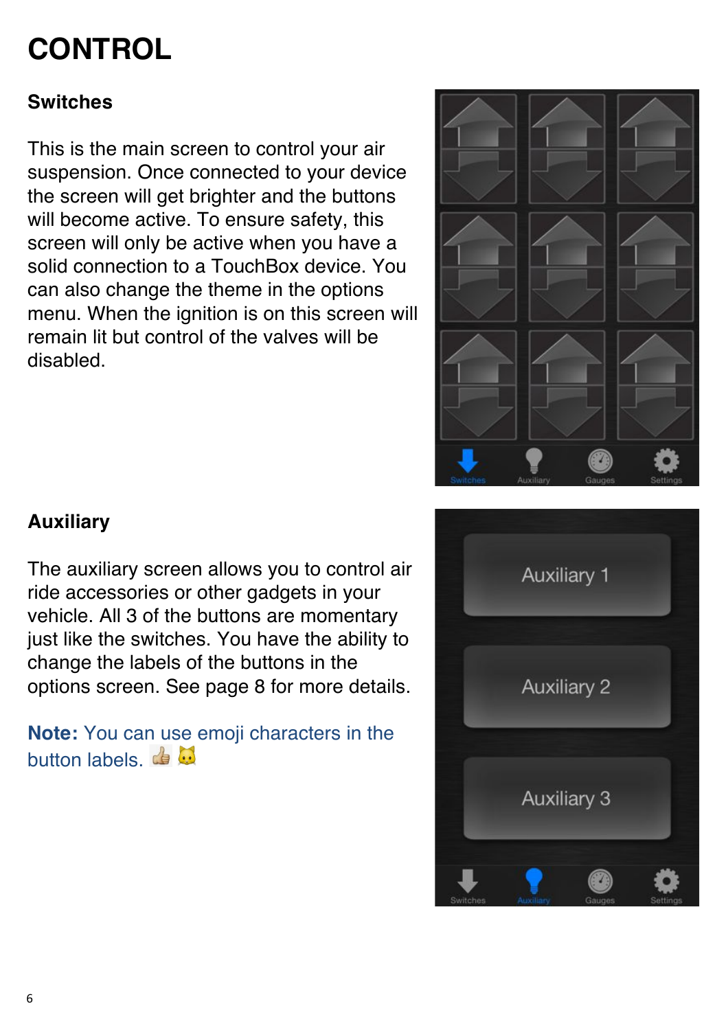# CONTROL

### Switches

This is the main screen to control your air suspension. Once connected to your device the screen will get brighter and the buttons will become active. To ensure safety, this screen will only be active when you have a solid connection to a TouchBox device. You can also change the theme in the options menu. When the ignition is on this screen will remain lit but control of the valves will be disabled.

### Auxiliary

The auxiliary screen allows you to control air ride accessories or other gadgets in your vehicle. All 3 of the buttons are momentary just like the switches. You have the ability to change the labels of the buttons in the options screen. See page 8 for more details.

**Note:** You can use emoji characters in the button labels. 👍 🐱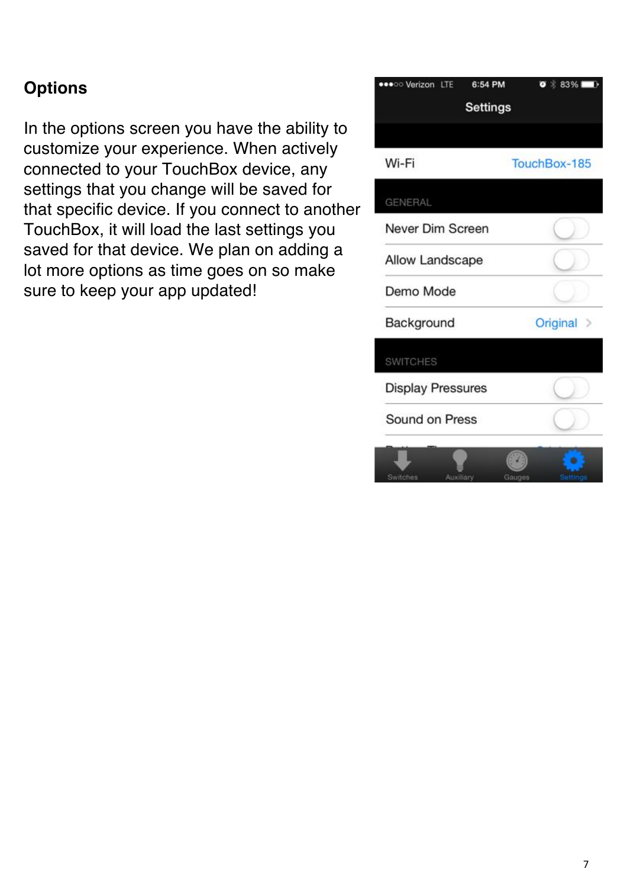## Options

In the options screen you have the ability to customize your experience. When actively connected to your TouchBox device, any settings that you change will be saved for that specific device. If you connect to another TouchBox, it will load the last settings you saved for that device. We plan on adding a lot more options as time goes on so make sure to keep your app updated!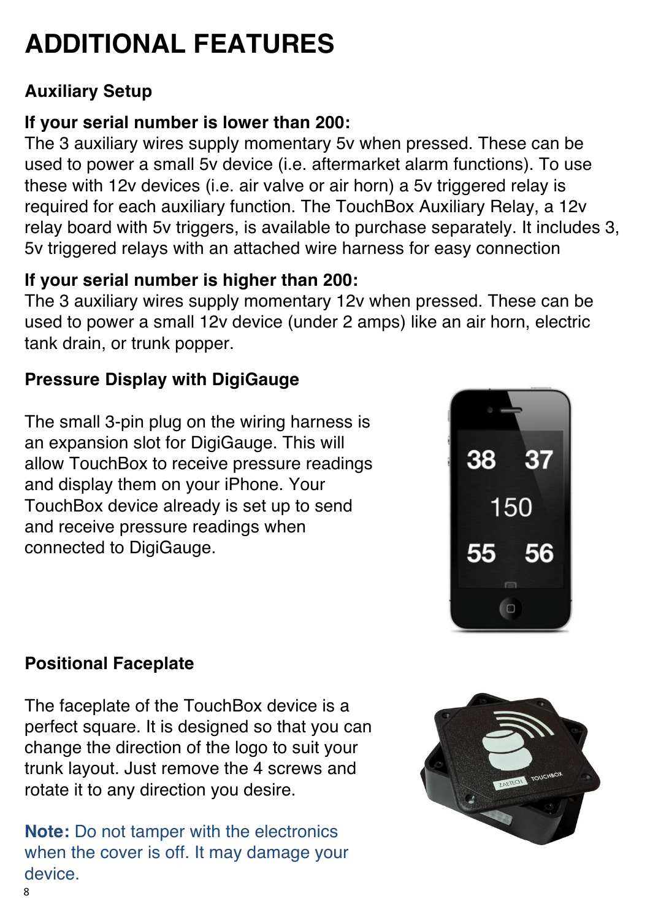# ADDITIONAL FEATURES

### Auxiliary Setup

**If your serial number is lower than 200:**
The 3 auxiliary wires supply momentary 5v when pressed. These can be used to power a small 5v device (i.e. aftermarket alarm functions). To use these with 12v devices (i.e. air valve or air horn) a 5v triggered relay is required for each auxiliary function. The TouchBox Auxiliary Relay, a 12v relay board with 5v triggers, is available to purchase separately. It includes 3, 5v triggered relays with an attached wire harness for easy connection

**If your serial number is higher than 200:**
The 3 auxiliary wires supply momentary 12v when pressed. These can be used to power a small 12v device (under 2 amps) like an air horn, electric tank drain, or trunk popper.

### Pressure Display with DigiGauge

The small 3-pin plug on the wiring harness is an expansion slot for DigiGauge. This will allow TouchBox to receive pressure readings and display them on your iPhone. Your TouchBox device already is set up to send and receive pressure readings when connected to DigiGauge.

### Positional Faceplate

The faceplate of the TouchBox device is a perfect square. It is designed so that you can change the direction of the logo to suit your trunk layout. Just remove the 4 screws and rotate it to any direction you desire.

**Note:** Do not tamper with the electronics when the cover is off. It may damage your device.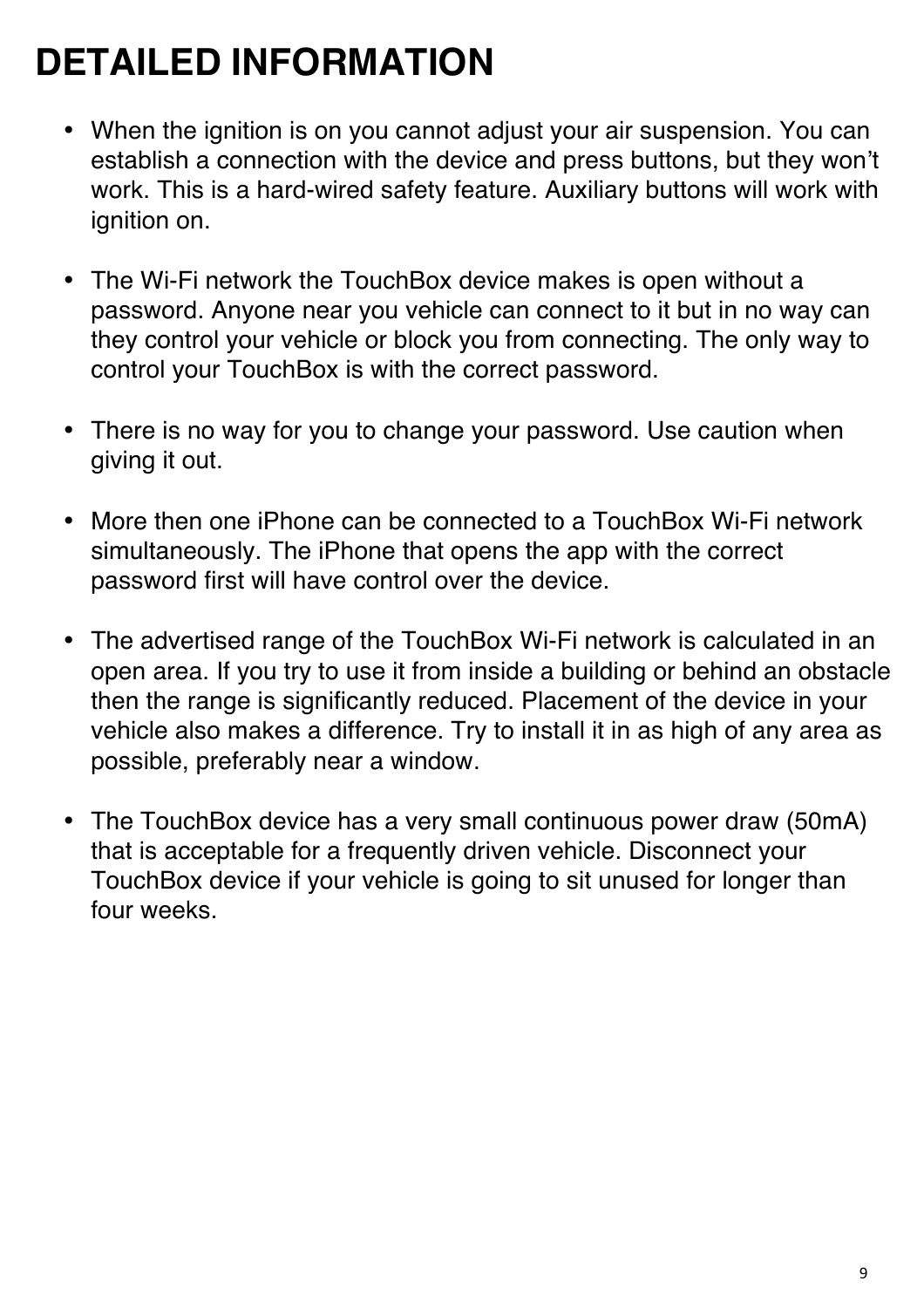# DETAILED INFORMATION

- When the ignition is on you cannot adjust your air suspension. You can establish a connection with the device and press buttons, but they won't work. This is a hard-wired safety feature. Auxiliary buttons will work with ignition on.

- The Wi-Fi network the TouchBox device makes is open without a password. Anyone near you vehicle can connect to it but in no way can they control your vehicle or block you from connecting. The only way to control your TouchBox is with the correct password.

- There is no way for you to change your password. Use caution when giving it out.

- More then one iPhone can be connected to a TouchBox Wi-Fi network simultaneously. The iPhone that opens the app with the correct password first will have control over the device.

- The advertised range of the TouchBox Wi-Fi network is calculated in an open area. If you try to use it from inside a building or behind an obstacle then the range is significantly reduced. Placement of the device in your vehicle also makes a difference. Try to install it in as high of any area as possible, preferably near a window.

- The TouchBox device has a very small continuous power draw (50mA) that is acceptable for a frequently driven vehicle. Disconnect your TouchBox device if your vehicle is going to sit unused for longer than four weeks.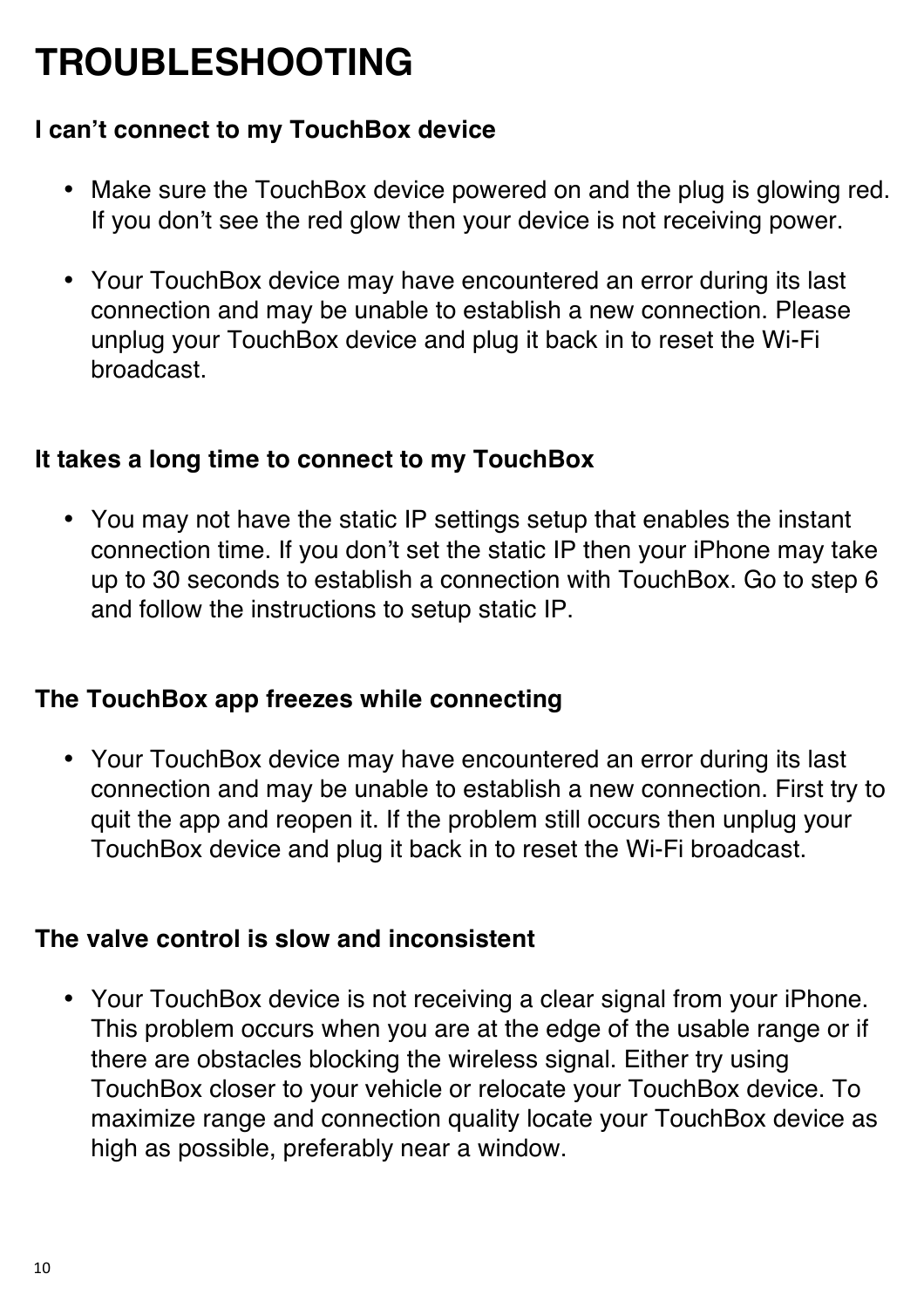# TROUBLESHOOTING

### I can't connect to my TouchBox device

- Make sure the TouchBox device powered on and the plug is glowing red. If you don't see the red glow then your device is not receiving power.
- Your TouchBox device may have encountered an error during its last connection and may be unable to establish a new connection. Please unplug your TouchBox device and plug it back in to reset the Wi-Fi broadcast.

### It takes a long time to connect to my TouchBox

- You may not have the static IP settings setup that enables the instant connection time. If you don't set the static IP then your iPhone may take up to 30 seconds to establish a connection with TouchBox. Go to step 6 and follow the instructions to setup static IP.

### The TouchBox app freezes while connecting

- Your TouchBox device may have encountered an error during its last connection and may be unable to establish a new connection. First try to quit the app and reopen it. If the problem still occurs then unplug your TouchBox device and plug it back in to reset the Wi-Fi broadcast.

### The valve control is slow and inconsistent

- Your TouchBox device is not receiving a clear signal from your iPhone. This problem occurs when you are at the edge of the usable range or if there are obstacles blocking the wireless signal. Either try using TouchBox closer to your vehicle or relocate your TouchBox device. To maximize range and connection quality locate your TouchBox device as high as possible, preferably near a window.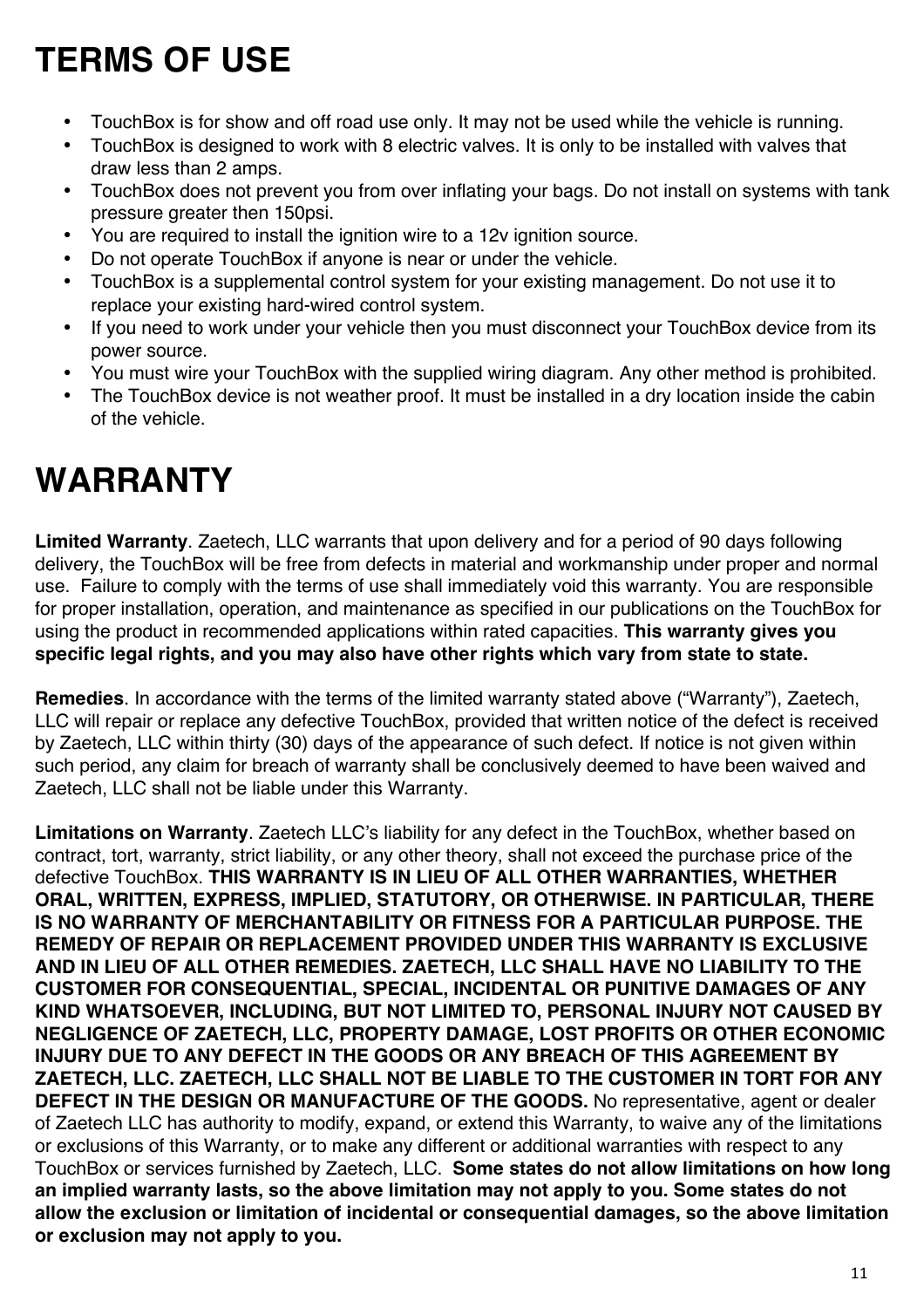# TERMS OF USE

- TouchBox is for show and off road use only. It may not be used while the vehicle is running.
- TouchBox is designed to work with 8 electric valves. It is only to be installed with valves that draw less than 2 amps.
- TouchBox does not prevent you from over inflating your bags. Do not install on systems with tank pressure greater then 150psi.
- You are required to install the ignition wire to a 12v ignition source.
- Do not operate TouchBox if anyone is near or under the vehicle.
- TouchBox is a supplemental control system for your existing management. Do not use it to replace your existing hard-wired control system.
- If you need to work under your vehicle then you must disconnect your TouchBox device from its power source.
- You must wire your TouchBox with the supplied wiring diagram. Any other method is prohibited.
- The TouchBox device is not weather proof. It must be installed in a dry location inside the cabin of the vehicle.

# WARRANTY

**Limited Warranty**. Zaetech, LLC warrants that upon delivery and for a period of 90 days following delivery, the TouchBox will be free from defects in material and workmanship under proper and normal use. Failure to comply with the terms of use shall immediately void this warranty. You are responsible for proper installation, operation, and maintenance as specified in our publications on the TouchBox for using the product in recommended applications within rated capacities. **This warranty gives you specific legal rights, and you may also have other rights which vary from state to state.**

**Remedies**. In accordance with the terms of the limited warranty stated above ("Warranty"), Zaetech, LLC will repair or replace any defective TouchBox, provided that written notice of the defect is received by Zaetech, LLC within thirty (30) days of the appearance of such defect. If notice is not given within such period, any claim for breach of warranty shall be conclusively deemed to have been waived and Zaetech, LLC shall not be liable under this Warranty.

**Limitations on Warranty**. Zaetech LLC's liability for any defect in the TouchBox, whether based on contract, tort, warranty, strict liability, or any other theory, shall not exceed the purchase price of the defective TouchBox. **THIS WARRANTY IS IN LIEU OF ALL OTHER WARRANTIES, WHETHER ORAL, WRITTEN, EXPRESS, IMPLIED, STATUTORY, OR OTHERWISE. IN PARTICULAR, THERE IS NO WARRANTY OF MERCHANTABILITY OR FITNESS FOR A PARTICULAR PURPOSE. THE REMEDY OF REPAIR OR REPLACEMENT PROVIDED UNDER THIS WARRANTY IS EXCLUSIVE AND IN LIEU OF ALL OTHER REMEDIES. ZAETECH, LLC SHALL HAVE NO LIABILITY TO THE CUSTOMER FOR CONSEQUENTIAL, SPECIAL, INCIDENTAL OR PUNITIVE DAMAGES OF ANY KIND WHATSOEVER, INCLUDING, BUT NOT LIMITED TO, PERSONAL INJURY NOT CAUSED BY NEGLIGENCE OF ZAETECH, LLC, PROPERTY DAMAGE, LOST PROFITS OR OTHER ECONOMIC INJURY DUE TO ANY DEFECT IN THE GOODS OR ANY BREACH OF THIS AGREEMENT BY ZAETECH, LLC. ZAETECH, LLC SHALL NOT BE LIABLE TO THE CUSTOMER IN TORT FOR ANY DEFECT IN THE DESIGN OR MANUFACTURE OF THE GOODS.** No representative, agent or dealer of Zaetech LLC has authority to modify, expand, or extend this Warranty, to waive any of the limitations or exclusions of this Warranty, or to make any different or additional warranties with respect to any TouchBox or services furnished by Zaetech, LLC. **Some states do not allow limitations on how long an implied warranty lasts, so the above limitation may not apply to you. Some states do not allow the exclusion or limitation of incidental or consequential damages, so the above limitation or exclusion may not apply to you.**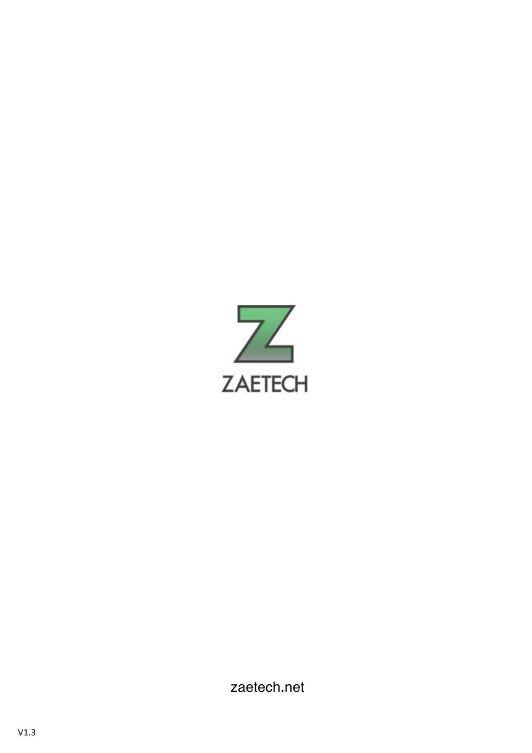ZAETECH

zaetech.net

V1.3